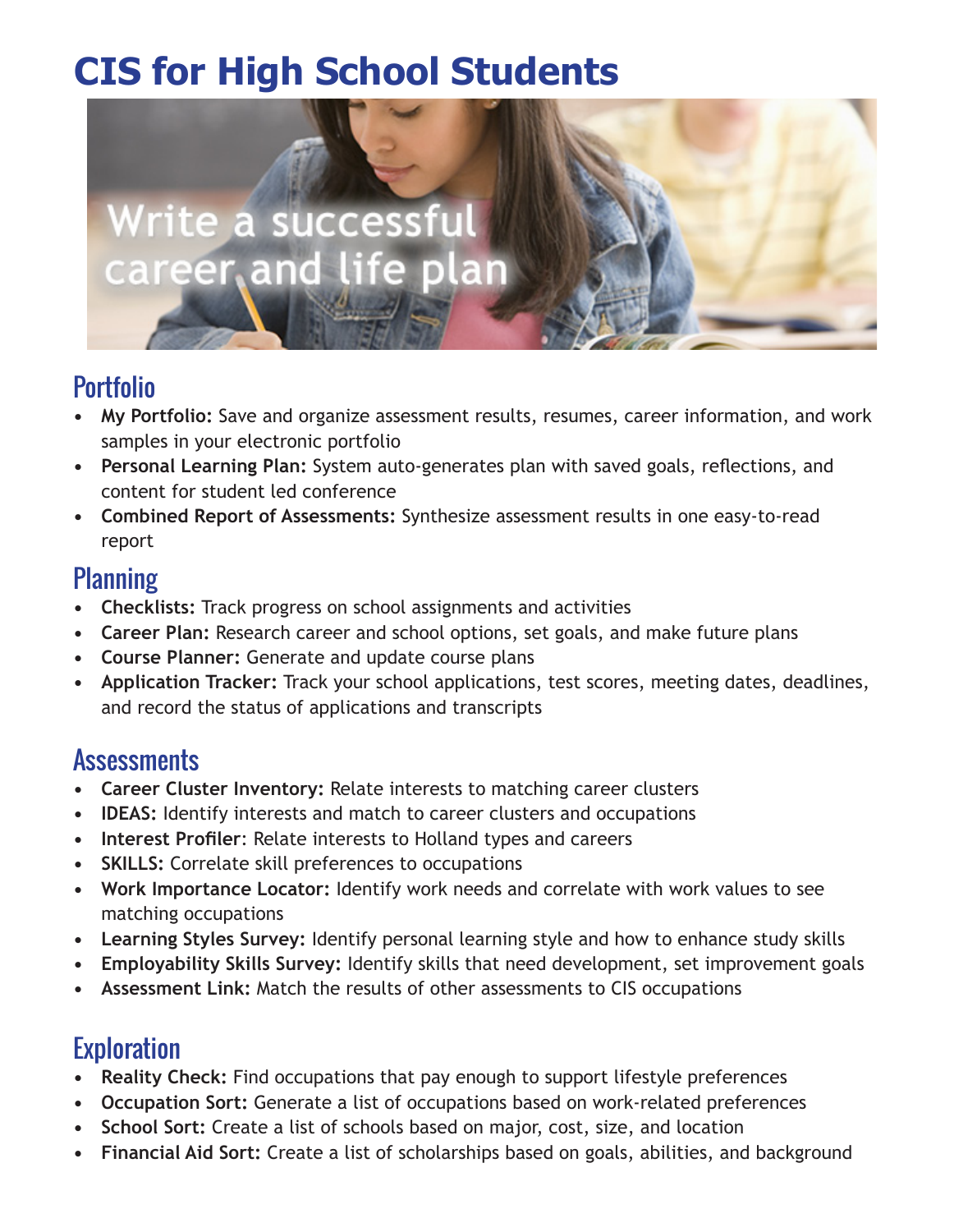# CIS for High School Students

## Portfolio

- **My Portfolio:** Save and organize assessment results, resumes, career information, and work samples in your electronic portfolio
- **Personal Learning Plan:** System auto-generates plan with saved goals, reflections, and content for student led conference
- **Combined Report of Assessments:** Synthesize assessment results in one easy-to-read report

## Planning

- **Checklists:** Track progress on school assignments and activities
- **Career Plan:** Research career and school options, set goals, and make future plans
- **Course Planner:** Generate and update course plans
- **Application Tracker:** Track your school applications, test scores, meeting dates, deadlines, and record the status of applications and transcripts

## Assessments

- **Career Cluster Inventory:** Relate interests to matching career clusters
- **IDEAS:** Identify interests and match to career clusters and occupations
- **Interest Profiler**: Relate interests to Holland types and careers
- **SKILLS:** Correlate skill preferences to occupations
- **Work Importance Locator:** Identify work needs and correlate with work values to see matching occupations
- **Learning Styles Survey:** Identify personal learning style and how to enhance study skills
- **Employability Skills Survey:** Identify skills that need development, set improvement goals
- **Assessment Link:** Match the results of other assessments to CIS occupations

## Exploration

- **Reality Check:** Find occupations that pay enough to support lifestyle preferences
- **Occupation Sort:** Generate a list of occupations based on work-related preferences
- **School Sort:** Create a list of schools based on major, cost, size, and location
- **Financial Aid Sort:** Create a list of scholarships based on goals, abilities, and background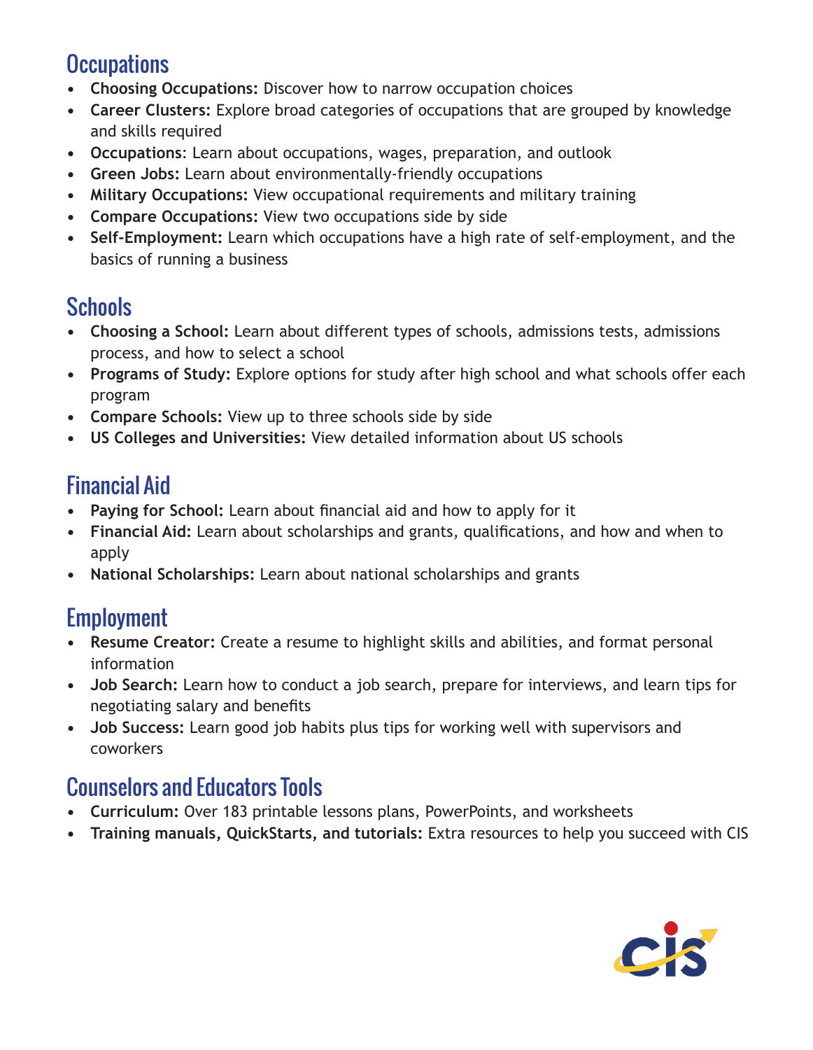## Occupations

- **Choosing Occupations:** Discover how to narrow occupation choices
- **Career Clusters:** Explore broad categories of occupations that are grouped by knowledge and skills required
- **Occupations**: Learn about occupations, wages, preparation, and outlook
- **Green Jobs:** Learn about environmentally-friendly occupations
- **Military Occupations:** View occupational requirements and military training
- **Compare Occupations:** View two occupations side by side
- **Self-Employment:** Learn which occupations have a high rate of self-employment, and the basics of running a business

## Schools

- **Choosing a School:** Learn about different types of schools, admissions tests, admissions process, and how to select a school
- **Programs of Study:** Explore options for study after high school and what schools offer each program
- **Compare Schools:** View up to three schools side by side
- **US Colleges and Universities:** View detailed information about US schools

## Financial Aid

- **Paying for School:** Learn about financial aid and how to apply for it
- **Financial Aid:** Learn about scholarships and grants, qualifications, and how and when to apply
- **National Scholarships:** Learn about national scholarships and grants

## Employment

- **Resume Creator:** Create a resume to highlight skills and abilities, and format personal information
- **Job Search:** Learn how to conduct a job search, prepare for interviews, and learn tips for negotiating salary and benefits
- **Job Success:** Learn good job habits plus tips for working well with supervisors and coworkers

## Counselors and Educators Tools

- **Curriculum:** Over 183 printable lessons plans, PowerPoints, and worksheets
- **Training manuals, QuickStarts, and tutorials:** Extra resources to help you succeed with CIS